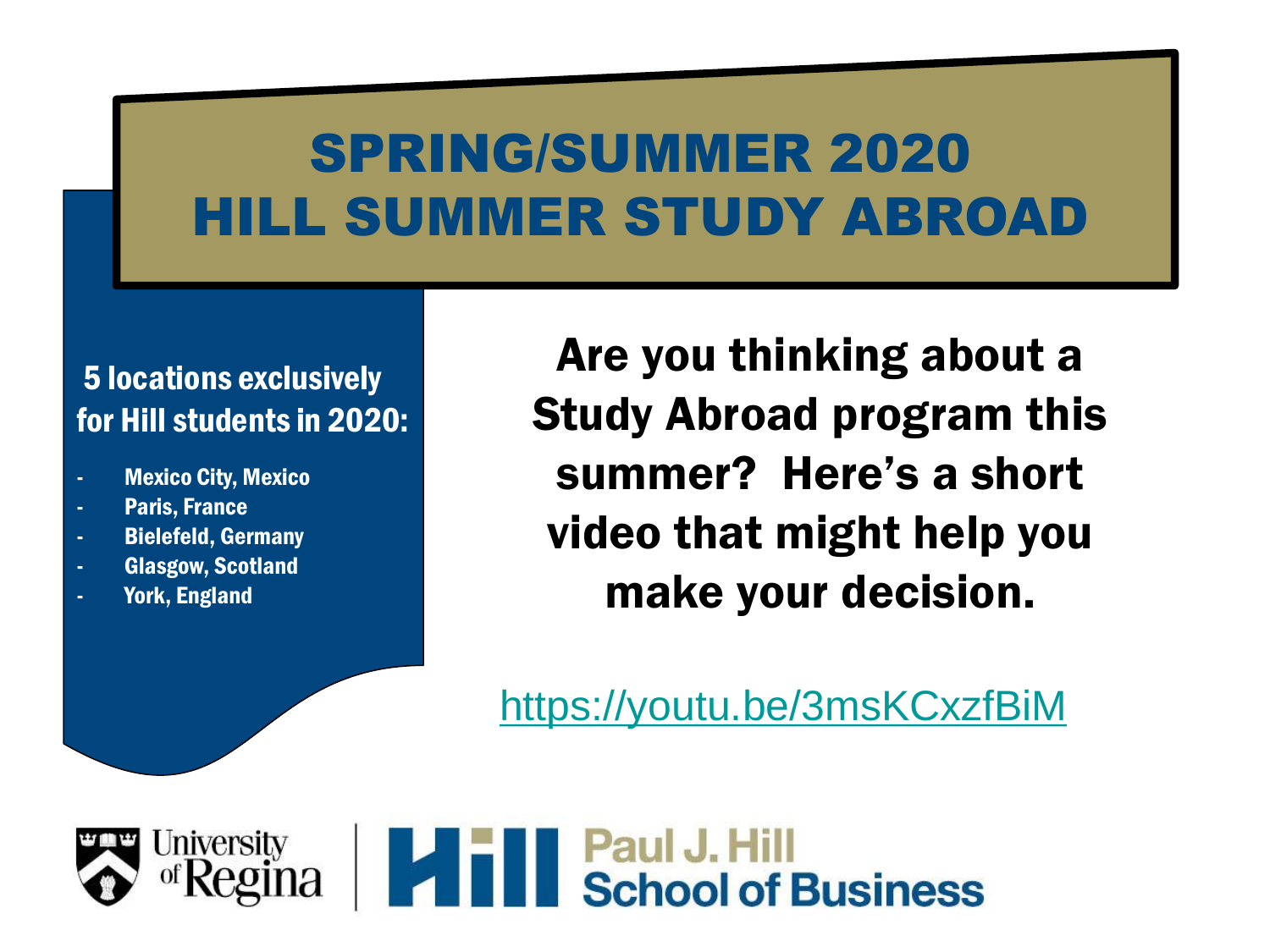# SPRING/SUMMER 2020
# HILL SUMMER STUDY ABROAD

**5 locations exclusively for Hill students in 2020:**

- Mexico City, Mexico
- Paris, France
- Bielefeld, Germany
- Glasgow, Scotland
- York, England

**Are you thinking about a Study Abroad program this summer? Here's a short video that might help you make your decision.**

https://youtu.be/3msKCxzfBiM

University of Regina | Hill Paul J. Hill School of Business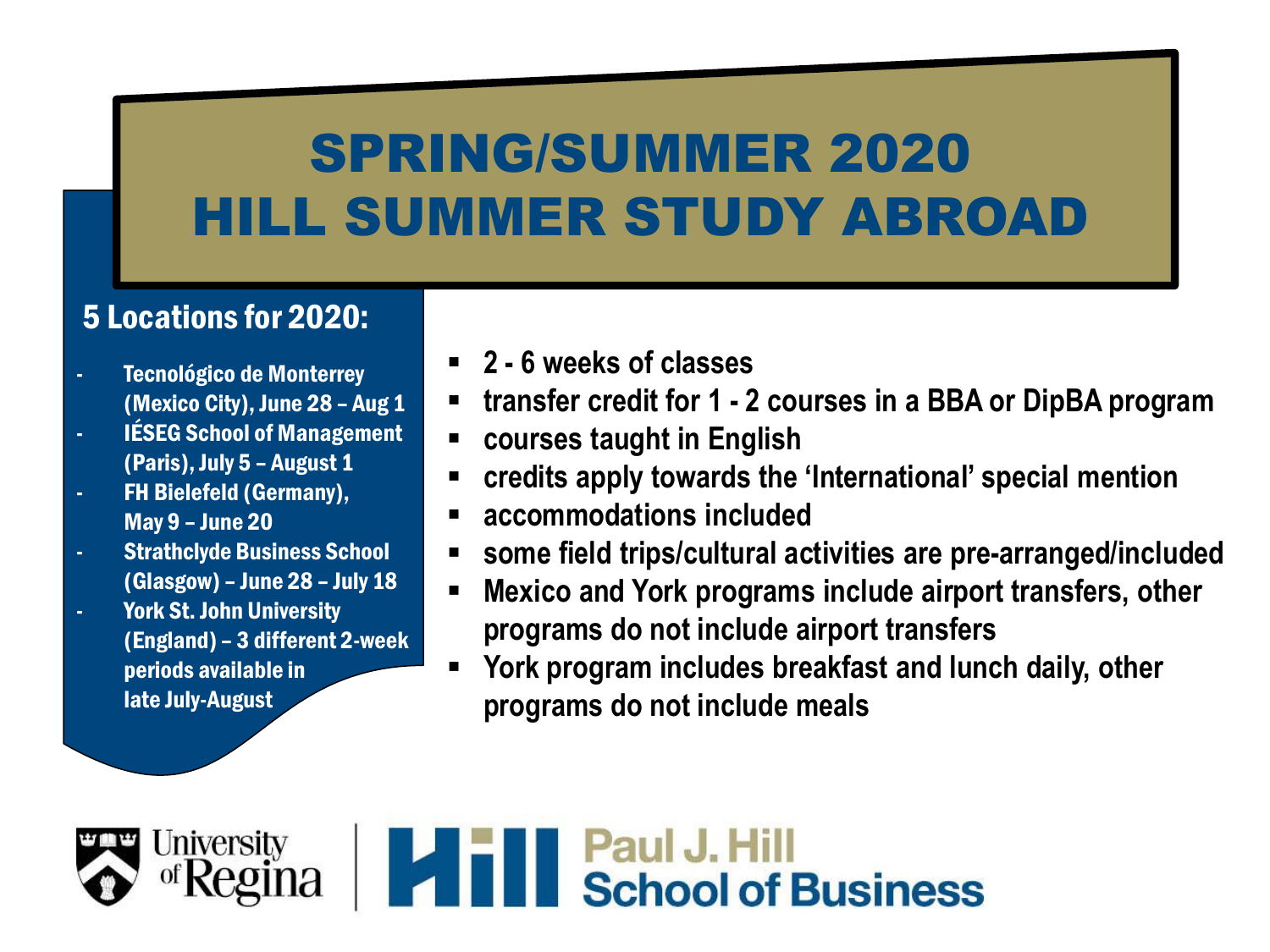# SPRING/SUMMER 2020
# HILL SUMMER STUDY ABROAD

## 5 Locations for 2020:

- Tecnológico de Monterrey (Mexico City), June 28 – Aug 1
- IÉSEG School of Management (Paris), July 5 – August 1
- FH Bielefeld (Germany), May 9 – June 20
- Strathclyde Business School (Glasgow) – June 28 – July 18
- York St. John University (England) – 3 different 2-week periods available in late July-August

- 2 - 6 weeks of classes
- transfer credit for 1 - 2 courses in a BBA or DipBA program
- courses taught in English
- credits apply towards the 'International' special mention
- accommodations included
- some field trips/cultural activities are pre-arranged/included
- Mexico and York programs include airport transfers, other programs do not include airport transfers
- York program includes breakfast and lunch daily, other programs do not include meals

University of Regina | Hill Paul J. Hill School of Business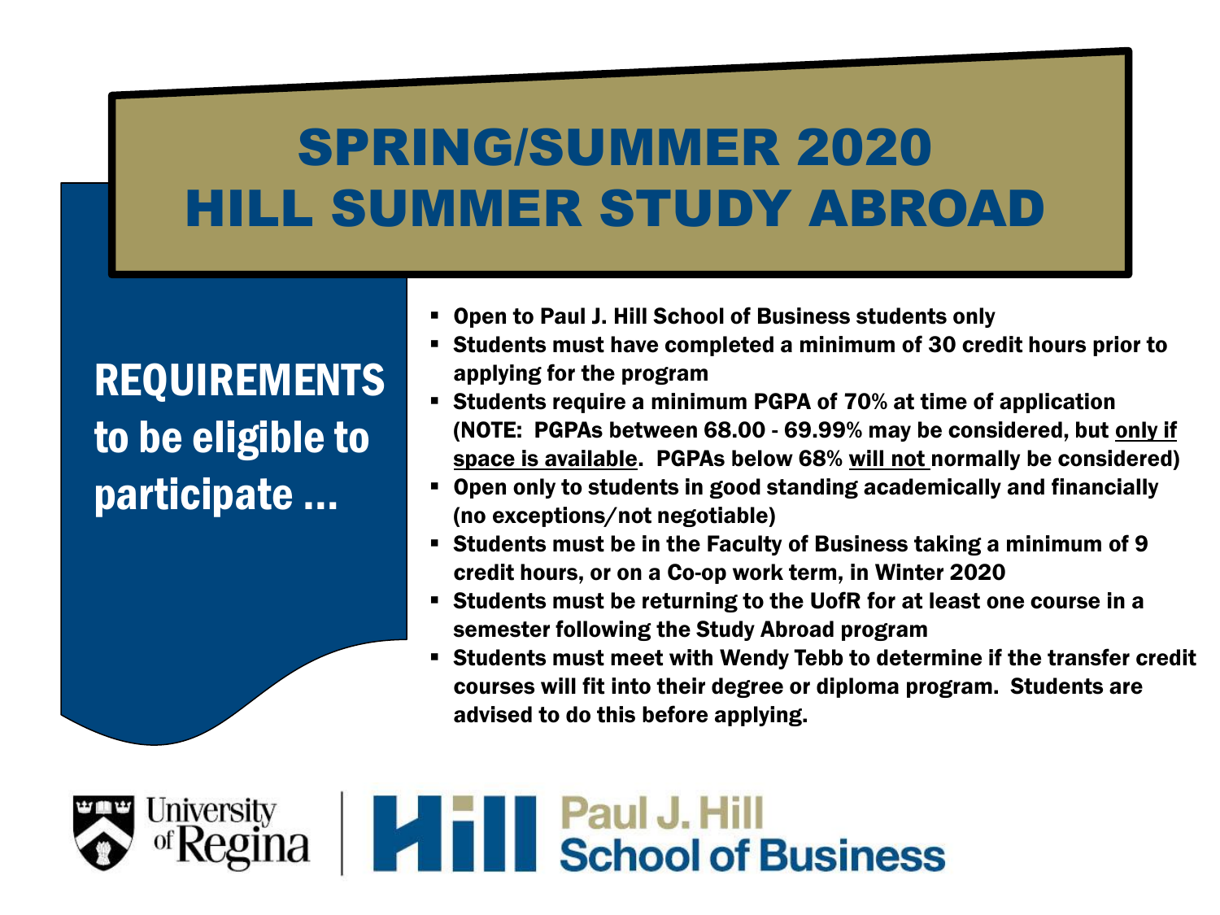# SPRING/SUMMER 2020 HILL SUMMER STUDY ABROAD

## REQUIREMENTS to be eligible to participate …

- **Open to Paul J. Hill School of Business students only**
- **Students must have completed a minimum of 30 credit hours prior to applying for the program**
- **Students require a minimum PGPA of 70% at time of application (NOTE: PGPAs between 68.00 - 69.99% may be considered, but <u>only if space is available</u>. PGPAs below 68% <u>will not</u> normally be considered)**
- **Open only to students in good standing academically and financially (no exceptions/not negotiable)**
- **Students must be in the Faculty of Business taking a minimum of 9 credit hours, or on a Co-op work term, in Winter 2020**
- **Students must be returning to the UofR for at least one course in a semester following the Study Abroad program**
- **Students must meet with Wendy Tebb to determine if the transfer credit courses will fit into their degree or diploma program. Students are advised to do this before applying.**

University of Regina | Hill Paul J. Hill School of Business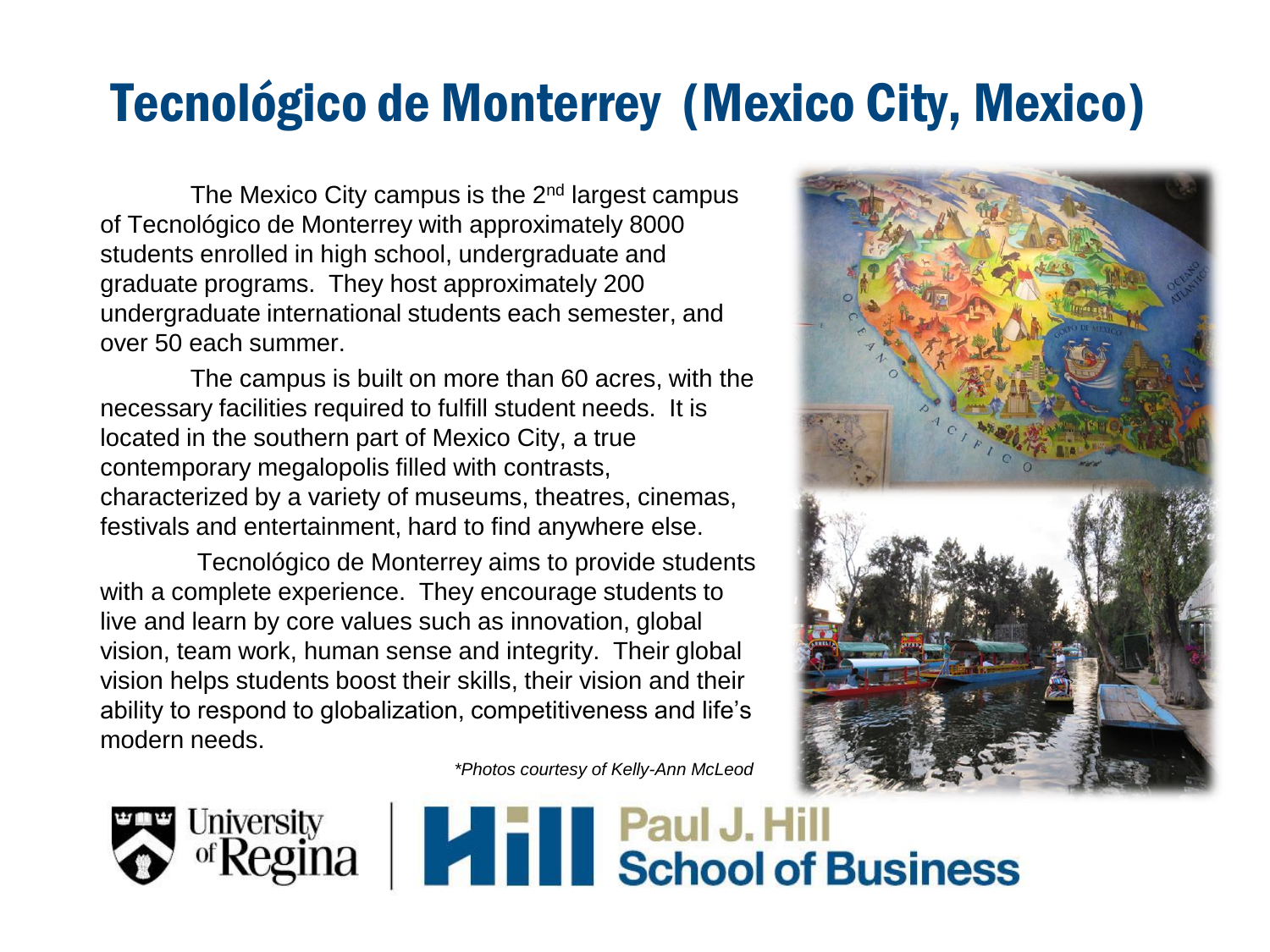# Tecnológico de Monterrey (Mexico City, Mexico)

The Mexico City campus is the 2nd largest campus of Tecnológico de Monterrey with approximately 8000 students enrolled in high school, undergraduate and graduate programs. They host approximately 200 undergraduate international students each semester, and over 50 each summer.

The campus is built on more than 60 acres, with the necessary facilities required to fulfill student needs. It is located in the southern part of Mexico City, a true contemporary megalopolis filled with contrasts, characterized by a variety of museums, theatres, cinemas, festivals and entertainment, hard to find anywhere else.

Tecnológico de Monterrey aims to provide students with a complete experience. They encourage students to live and learn by core values such as innovation, global vision, team work, human sense and integrity. Their global vision helps students boost their skills, their vision and their ability to respond to globalization, competitiveness and life's modern needs.

*\*Photos courtesy of Kelly-Ann McLeod*

University of Regina | Paul J. Hill School of Business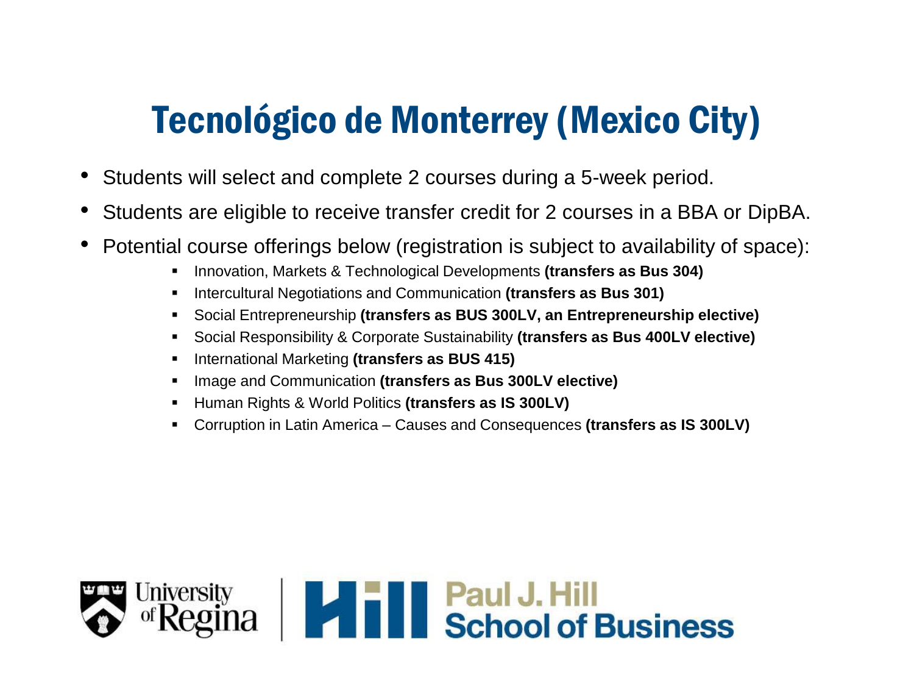# Tecnológico de Monterrey (Mexico City)

- Students will select and complete 2 courses during a 5-week period.
- Students are eligible to receive transfer credit for 2 courses in a BBA or DipBA.
- Potential course offerings below (registration is subject to availability of space):
  - Innovation, Markets & Technological Developments **(transfers as Bus 304)**
  - Intercultural Negotiations and Communication **(transfers as Bus 301)**
  - Social Entrepreneurship **(transfers as BUS 300LV, an Entrepreneurship elective)**
  - Social Responsibility & Corporate Sustainability **(transfers as Bus 400LV elective)**
  - International Marketing **(transfers as BUS 415)**
  - Image and Communication **(transfers as Bus 300LV elective)**
  - Human Rights & World Politics **(transfers as IS 300LV)**
  - Corruption in Latin America – Causes and Consequences **(transfers as IS 300LV)**

University of Regina | Paul J. Hill School of Business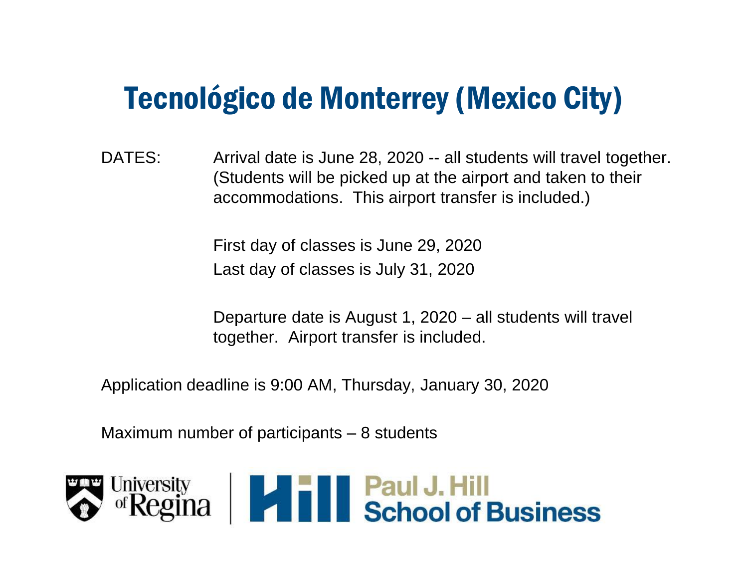# Tecnológico de Monterrey (Mexico City)

DATES: Arrival date is June 28, 2020 -- all students will travel together. (Students will be picked up at the airport and taken to their accommodations. This airport transfer is included.)

First day of classes is June 29, 2020
Last day of classes is July 31, 2020

Departure date is August 1, 2020 – all students will travel together. Airport transfer is included.

Application deadline is 9:00 AM, Thursday, January 30, 2020

Maximum number of participants – 8 students

University of Regina | Hill Paul J. Hill School of Business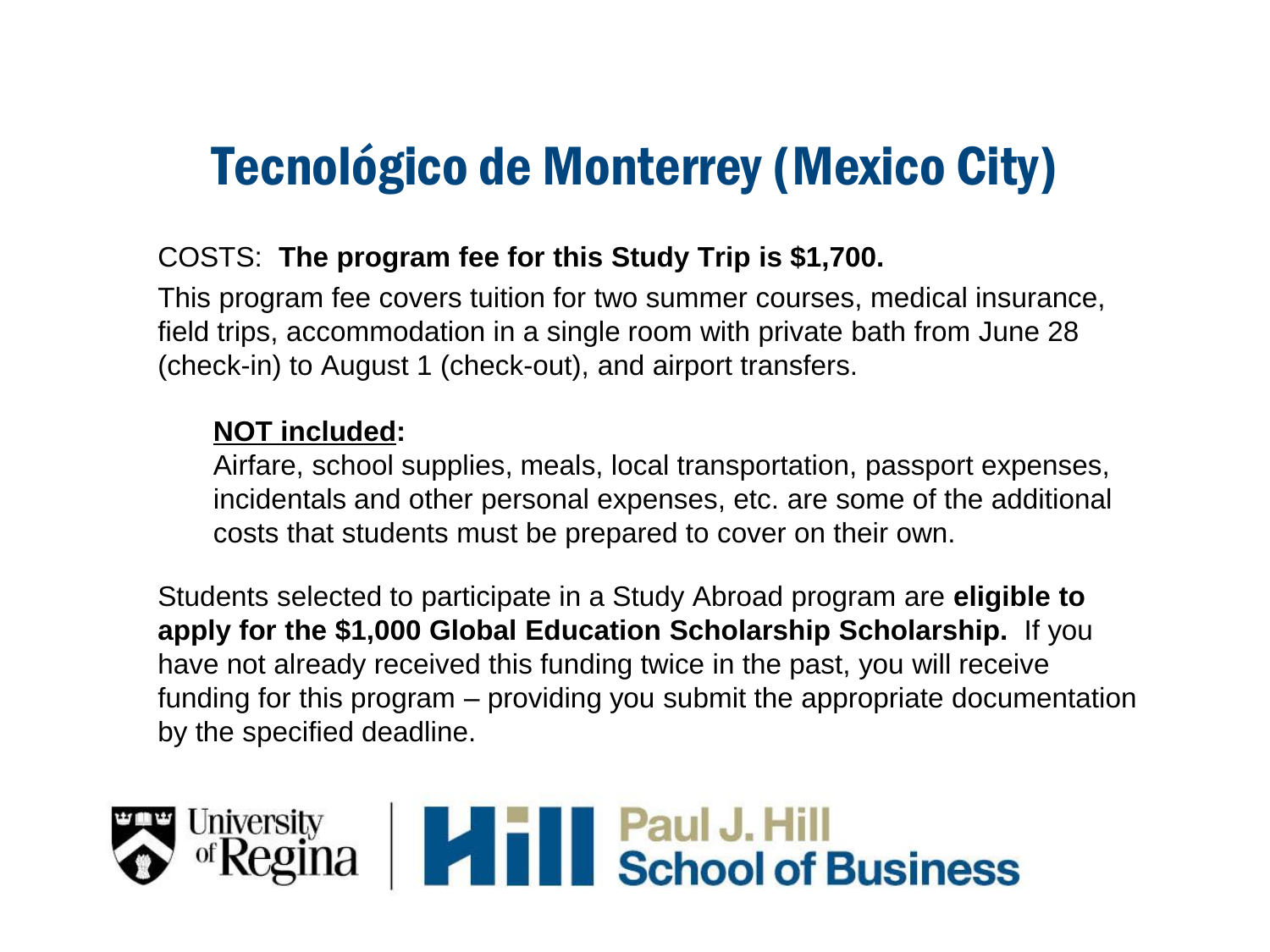# Tecnológico de Monterrey (Mexico City)

COSTS: **The program fee for this Study Trip is $1,700.**

This program fee covers tuition for two summer courses, medical insurance, field trips, accommodation in a single room with private bath from June 28 (check-in) to August 1 (check-out), and airport transfers.

> **NOT included:**
>
> Airfare, school supplies, meals, local transportation, passport expenses, incidentals and other personal expenses, etc. are some of the additional costs that students must be prepared to cover on their own.

Students selected to participate in a Study Abroad program are **eligible to apply for the $1,000 Global Education Scholarship Scholarship.** If you have not already received this funding twice in the past, you will receive funding for this program – providing you submit the appropriate documentation by the specified deadline.

University of Regina | Paul J. Hill School of Business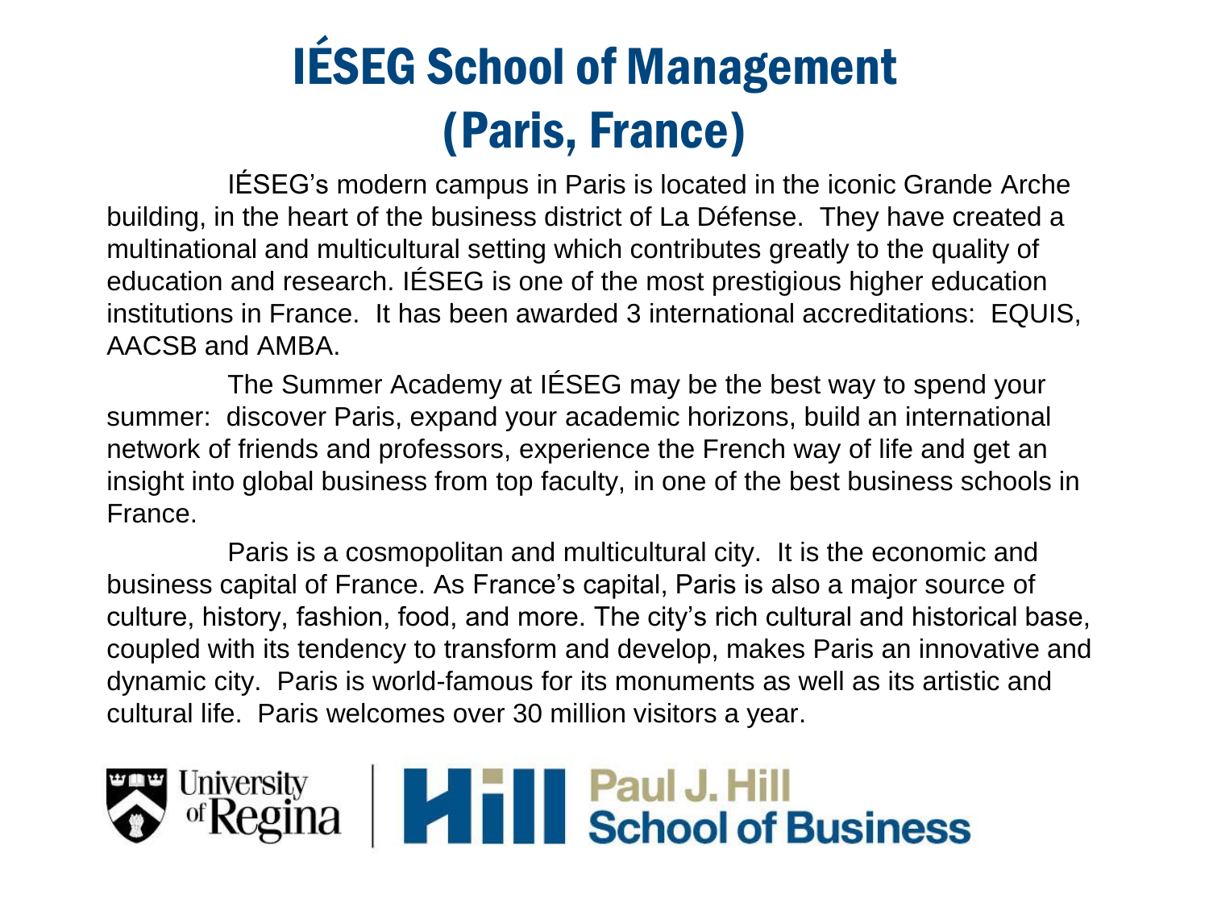# IÉSEG School of Management (Paris, France)

IÉSEG's modern campus in Paris is located in the iconic Grande Arche building, in the heart of the business district of La Défense. They have created a multinational and multicultural setting which contributes greatly to the quality of education and research. IÉSEG is one of the most prestigious higher education institutions in France. It has been awarded 3 international accreditations: EQUIS, AACSB and AMBA.

The Summer Academy at IÉSEG may be the best way to spend your summer: discover Paris, expand your academic horizons, build an international network of friends and professors, experience the French way of life and get an insight into global business from top faculty, in one of the best business schools in France.

Paris is a cosmopolitan and multicultural city. It is the economic and business capital of France. As France's capital, Paris is also a major source of culture, history, fashion, food, and more. The city's rich cultural and historical base, coupled with its tendency to transform and develop, makes Paris an innovative and dynamic city. Paris is world-famous for its monuments as well as its artistic and cultural life. Paris welcomes over 30 million visitors a year.

University of Regina | Paul J. Hill School of Business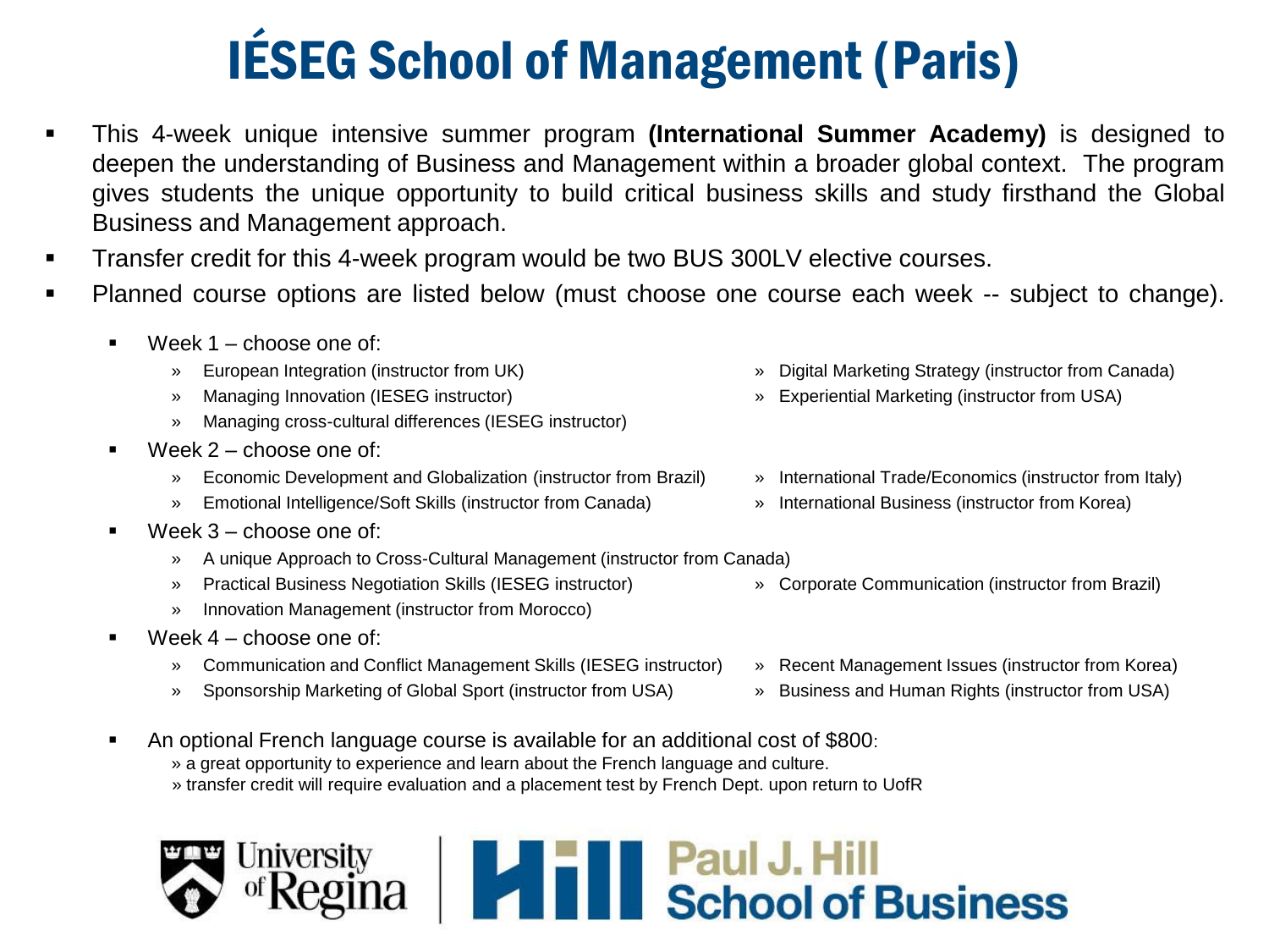# IÉSEG School of Management (Paris)

- This 4-week unique intensive summer program **(International Summer Academy)** is designed to deepen the understanding of Business and Management within a broader global context. The program gives students the unique opportunity to build critical business skills and study firsthand the Global Business and Management approach.
- Transfer credit for this 4-week program would be two BUS 300LV elective courses.
- Planned course options are listed below (must choose one course each week -- subject to change).
  - Week 1 – choose one of:
    - European Integration (instructor from UK)
    - Managing Innovation (IESEG instructor)
    - Managing cross-cultural differences (IESEG instructor)
    - Digital Marketing Strategy (instructor from Canada)
    - Experiential Marketing (instructor from USA)
  - Week 2 – choose one of:
    - Economic Development and Globalization (instructor from Brazil)
    - Emotional Intelligence/Soft Skills (instructor from Canada)
    - International Trade/Economics (instructor from Italy)
    - International Business (instructor from Korea)
  - Week 3 – choose one of:
    - A unique Approach to Cross-Cultural Management (instructor from Canada)
    - Practical Business Negotiation Skills (IESEG instructor)
    - Innovation Management (instructor from Morocco)
    - Corporate Communication (instructor from Brazil)
  - Week 4 – choose one of:
    - Communication and Conflict Management Skills (IESEG instructor)
    - Sponsorship Marketing of Global Sport (instructor from USA)
    - Recent Management Issues (instructor from Korea)
    - Business and Human Rights (instructor from USA)
  - An optional French language course is available for an additional cost of $800:
    - a great opportunity to experience and learn about the French language and culture.
    - transfer credit will require evaluation and a placement test by French Dept. upon return to UofR

University of Regina | Paul J. Hill School of Business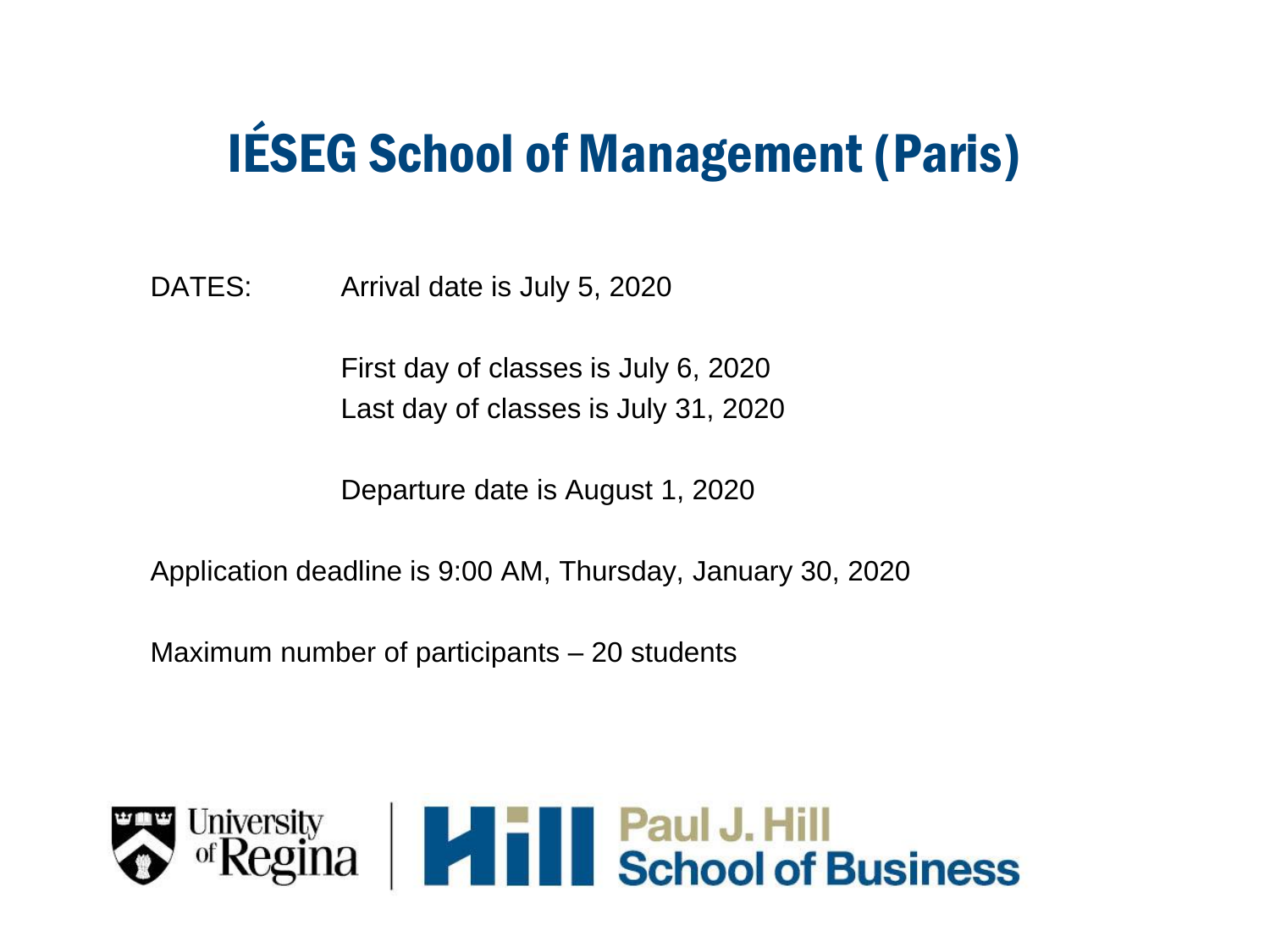# IÉSEG School of Management (Paris)

DATES: Arrival date is July 5, 2020

First day of classes is July 6, 2020
Last day of classes is July 31, 2020

Departure date is August 1, 2020

Application deadline is 9:00 AM, Thursday, January 30, 2020

Maximum number of participants – 20 students

University of Regina | Paul J. Hill School of Business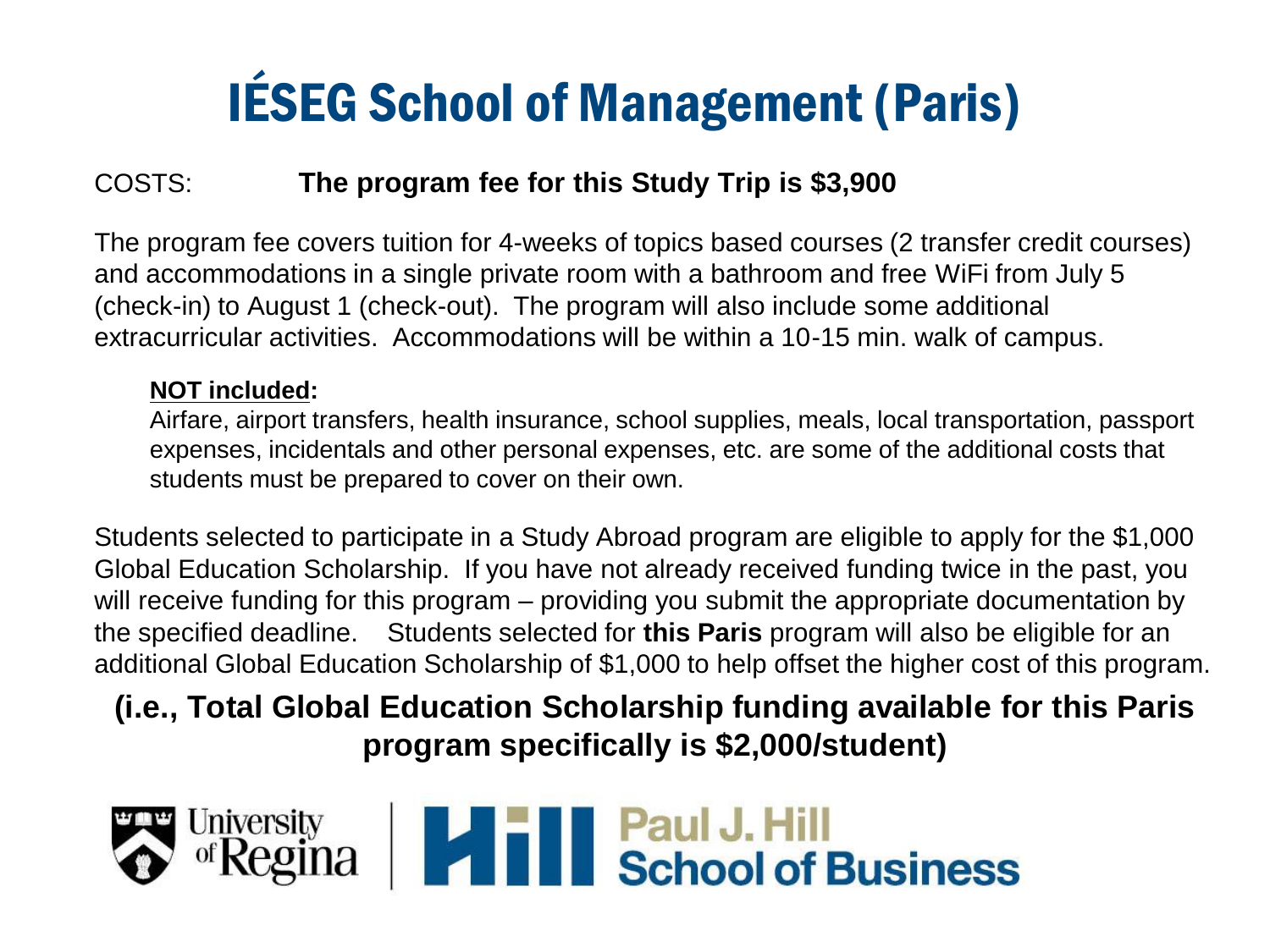# IÉSEG School of Management (Paris)

COSTS: **The program fee for this Study Trip is $3,900**

The program fee covers tuition for 4-weeks of topics based courses (2 transfer credit courses) and accommodations in a single private room with a bathroom and free WiFi from July 5 (check-in) to August 1 (check-out). The program will also include some additional extracurricular activities. Accommodations will be within a 10-15 min. walk of campus.

**NOT included:**
Airfare, airport transfers, health insurance, school supplies, meals, local transportation, passport expenses, incidentals and other personal expenses, etc. are some of the additional costs that students must be prepared to cover on their own.

Students selected to participate in a Study Abroad program are eligible to apply for the $1,000 Global Education Scholarship. If you have not already received funding twice in the past, you will receive funding for this program – providing you submit the appropriate documentation by the specified deadline. Students selected for **this Paris** program will also be eligible for an additional Global Education Scholarship of $1,000 to help offset the higher cost of this program.

**(i.e., Total Global Education Scholarship funding available for this Paris program specifically is $2,000/student)**

University of Regina | Paul J. Hill School of Business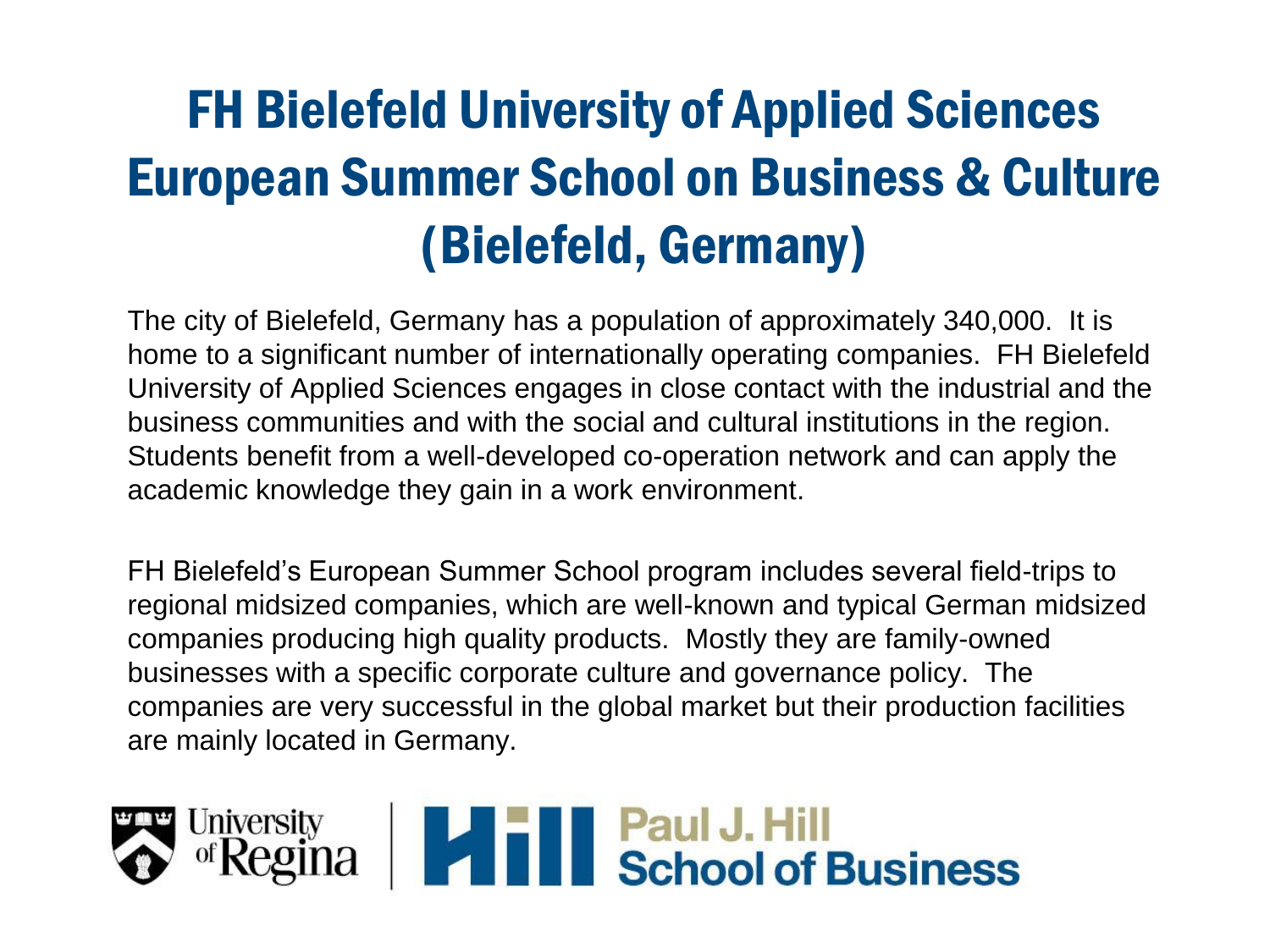# FH Bielefeld University of Applied Sciences European Summer School on Business & Culture (Bielefeld, Germany)

The city of Bielefeld, Germany has a population of approximately 340,000. It is home to a significant number of internationally operating companies. FH Bielefeld University of Applied Sciences engages in close contact with the industrial and the business communities and with the social and cultural institutions in the region. Students benefit from a well-developed co-operation network and can apply the academic knowledge they gain in a work environment.

FH Bielefeld's European Summer School program includes several field-trips to regional midsized companies, which are well-known and typical German midsized companies producing high quality products. Mostly they are family-owned businesses with a specific corporate culture and governance policy. The companies are very successful in the global market but their production facilities are mainly located in Germany.

University of Regina | Paul J. Hill School of Business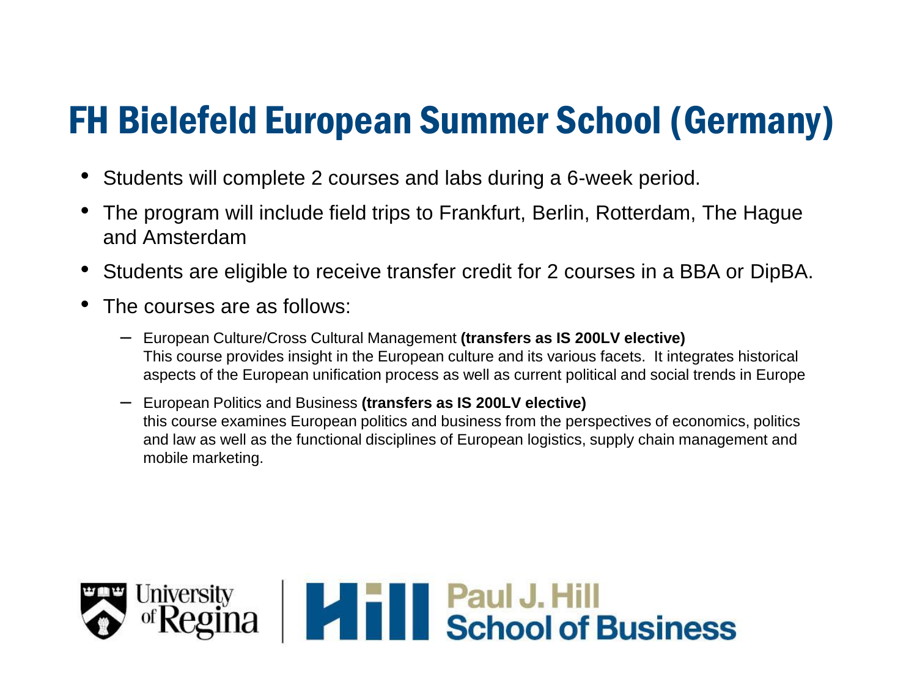# FH Bielefeld European Summer School (Germany)

- Students will complete 2 courses and labs during a 6-week period.
- The program will include field trips to Frankfurt, Berlin, Rotterdam, The Hague and Amsterdam
- Students are eligible to receive transfer credit for 2 courses in a BBA or DipBA.
- The courses are as follows:
  - European Culture/Cross Cultural Management **(transfers as IS 200LV elective)**
    This course provides insight in the European culture and its various facets. It integrates historical aspects of the European unification process as well as current political and social trends in Europe
  - European Politics and Business **(transfers as IS 200LV elective)**
    this course examines European politics and business from the perspectives of economics, politics and law as well as the functional disciplines of European logistics, supply chain management and mobile marketing.

University of Regina | Paul J. Hill School of Business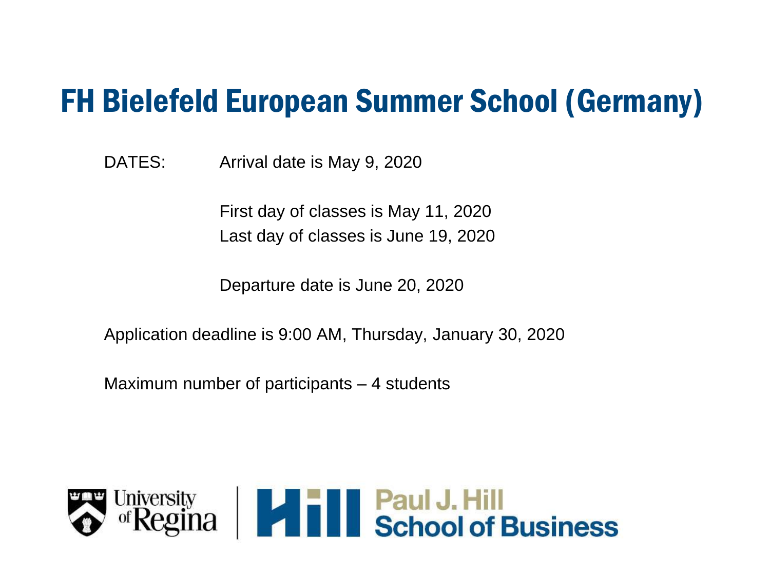# FH Bielefeld European Summer School (Germany)

DATES: Arrival date is May 9, 2020

First day of classes is May 11, 2020
Last day of classes is June 19, 2020

Departure date is June 20, 2020

Application deadline is 9:00 AM, Thursday, January 30, 2020

Maximum number of participants – 4 students

University of Regina | Hill Paul J. Hill School of Business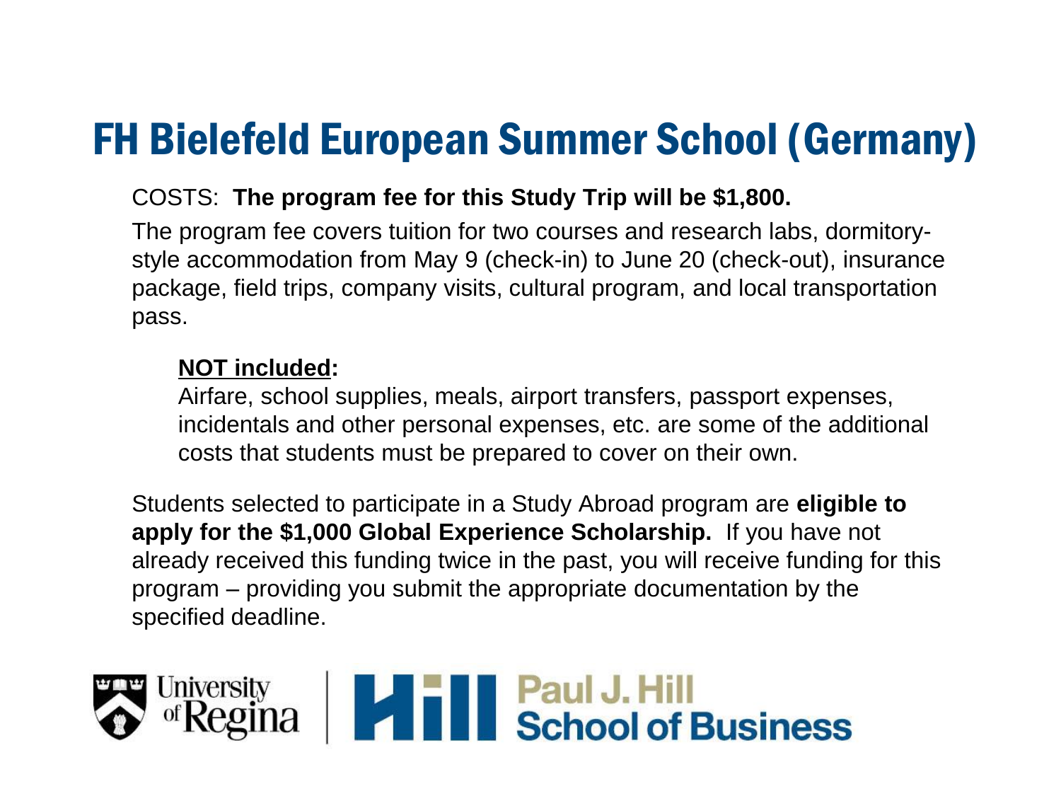# FH Bielefeld European Summer School (Germany)

COSTS: **The program fee for this Study Trip will be $1,800.**

The program fee covers tuition for two courses and research labs, dormitory-style accommodation from May 9 (check-in) to June 20 (check-out), insurance package, field trips, company visits, cultural program, and local transportation pass.

**NOT included:**
Airfare, school supplies, meals, airport transfers, passport expenses, incidentals and other personal expenses, etc. are some of the additional costs that students must be prepared to cover on their own.

Students selected to participate in a Study Abroad program are **eligible to apply for the $1,000 Global Experience Scholarship.** If you have not already received this funding twice in the past, you will receive funding for this program – providing you submit the appropriate documentation by the specified deadline.

University of Regina | Hill Paul J. Hill School of Business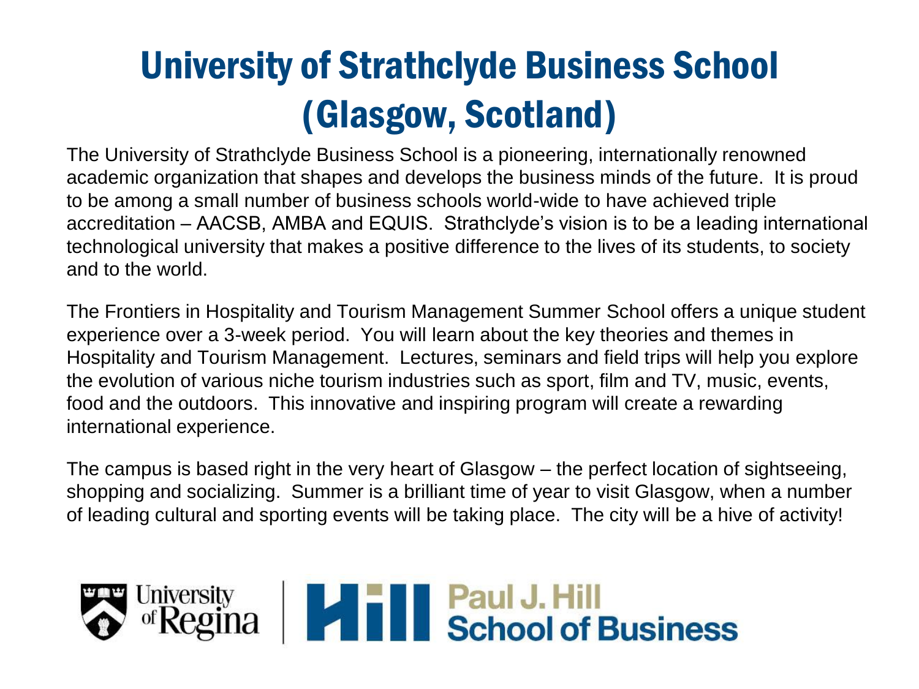# University of Strathclyde Business School (Glasgow, Scotland)

The University of Strathclyde Business School is a pioneering, internationally renowned academic organization that shapes and develops the business minds of the future. It is proud to be among a small number of business schools world-wide to have achieved triple accreditation – AACSB, AMBA and EQUIS. Strathclyde's vision is to be a leading international technological university that makes a positive difference to the lives of its students, to society and to the world.

The Frontiers in Hospitality and Tourism Management Summer School offers a unique student experience over a 3-week period. You will learn about the key theories and themes in Hospitality and Tourism Management. Lectures, seminars and field trips will help you explore the evolution of various niche tourism industries such as sport, film and TV, music, events, food and the outdoors. This innovative and inspiring program will create a rewarding international experience.

The campus is based right in the very heart of Glasgow – the perfect location of sightseeing, shopping and socializing. Summer is a brilliant time of year to visit Glasgow, when a number of leading cultural and sporting events will be taking place. The city will be a hive of activity!

University of Regina | Paul J. Hill School of Business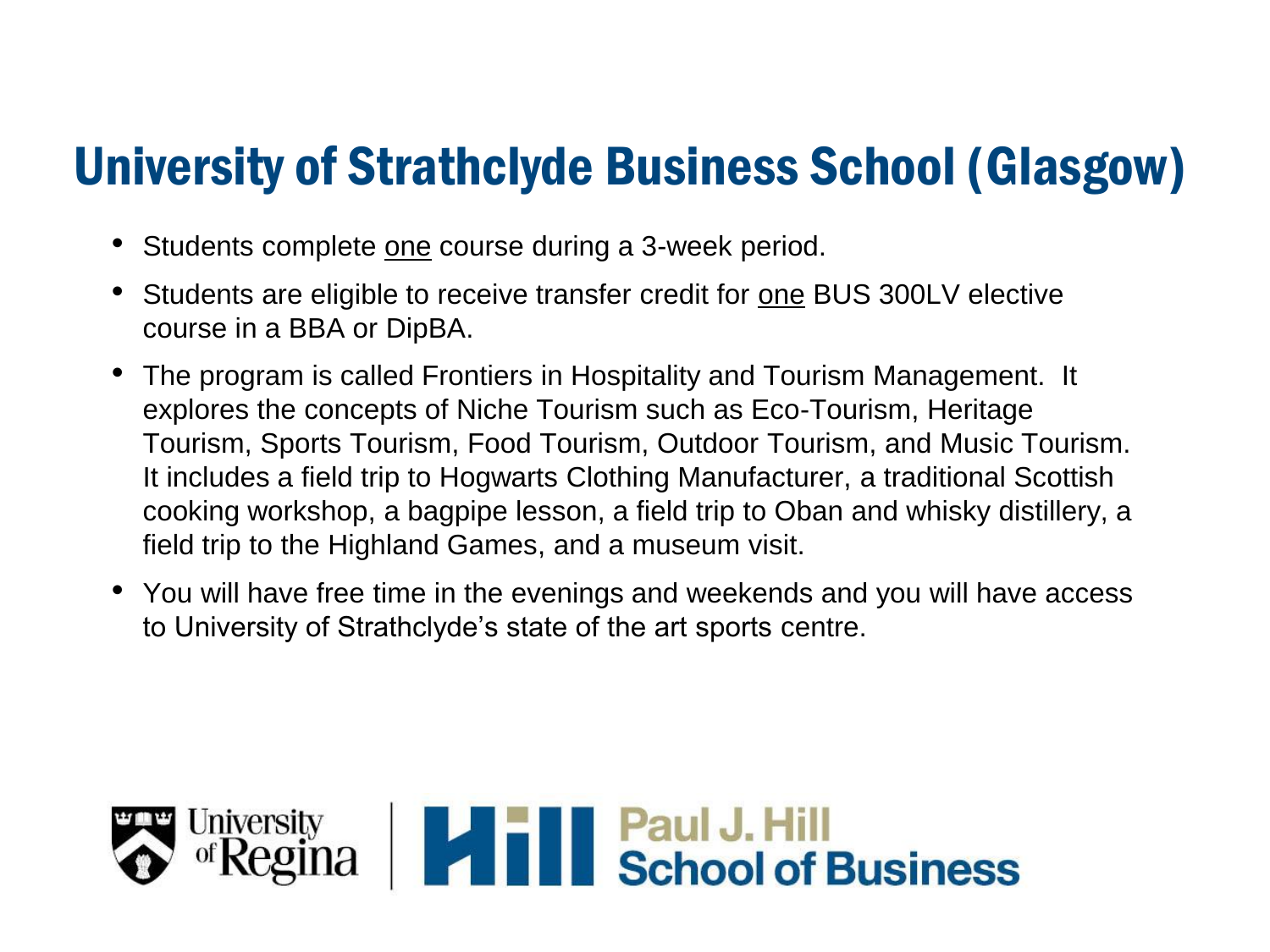# University of Strathclyde Business School (Glasgow)

- Students complete <u>one</u> course during a 3-week period.
- Students are eligible to receive transfer credit for <u>one</u> BUS 300LV elective course in a BBA or DipBA.
- The program is called Frontiers in Hospitality and Tourism Management. It explores the concepts of Niche Tourism such as Eco-Tourism, Heritage Tourism, Sports Tourism, Food Tourism, Outdoor Tourism, and Music Tourism. It includes a field trip to Hogwarts Clothing Manufacturer, a traditional Scottish cooking workshop, a bagpipe lesson, a field trip to Oban and whisky distillery, a field trip to the Highland Games, and a museum visit.
- You will have free time in the evenings and weekends and you will have access to University of Strathclyde's state of the art sports centre.

University of Regina | Hill Paul J. Hill School of Business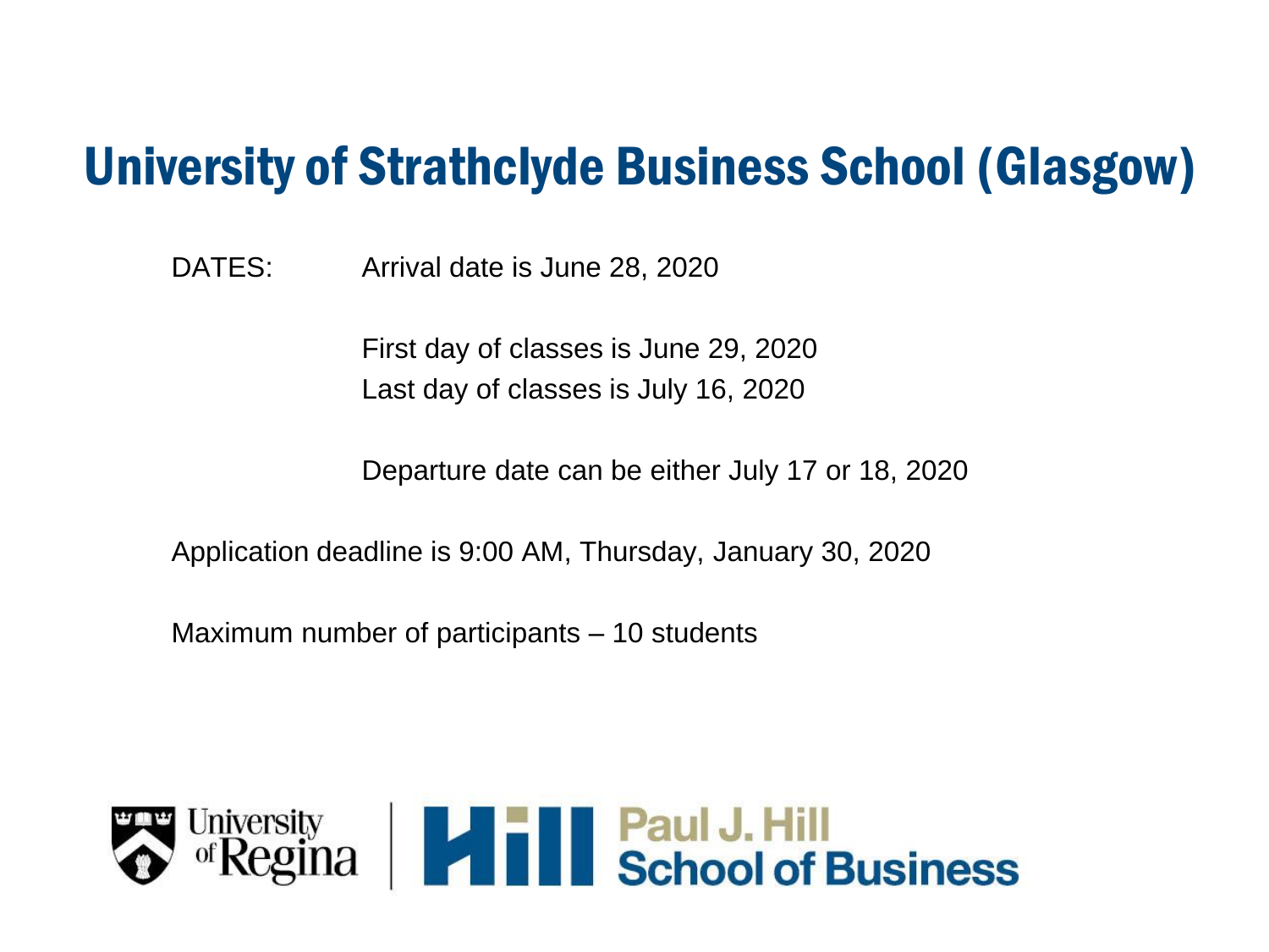# University of Strathclyde Business School (Glasgow)

DATES: Arrival date is June 28, 2020

First day of classes is June 29, 2020
Last day of classes is July 16, 2020

Departure date can be either July 17 or 18, 2020

Application deadline is 9:00 AM, Thursday, January 30, 2020

Maximum number of participants – 10 students

University of Regina | Hill Paul J. Hill School of Business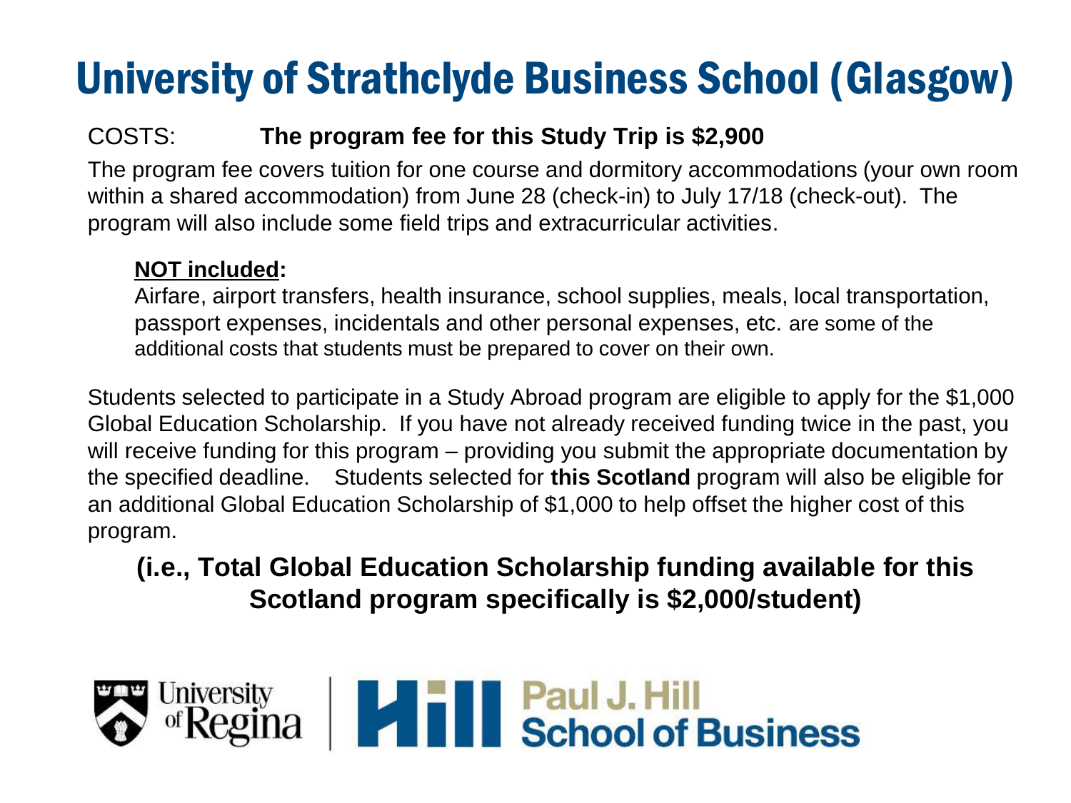# University of Strathclyde Business School (Glasgow)

COSTS: **The program fee for this Study Trip is $2,900**

The program fee covers tuition for one course and dormitory accommodations (your own room within a shared accommodation) from June 28 (check-in) to July 17/18 (check-out). The program will also include some field trips and extracurricular activities.

**NOT included:**

Airfare, airport transfers, health insurance, school supplies, meals, local transportation, passport expenses, incidentals and other personal expenses, etc. are some of the additional costs that students must be prepared to cover on their own.

Students selected to participate in a Study Abroad program are eligible to apply for the $1,000 Global Education Scholarship. If you have not already received funding twice in the past, you will receive funding for this program – providing you submit the appropriate documentation by the specified deadline. Students selected for **this Scotland** program will also be eligible for an additional Global Education Scholarship of $1,000 to help offset the higher cost of this program.

**(i.e., Total Global Education Scholarship funding available for this Scotland program specifically is $2,000/student)**

University of Regina | Paul J. Hill School of Business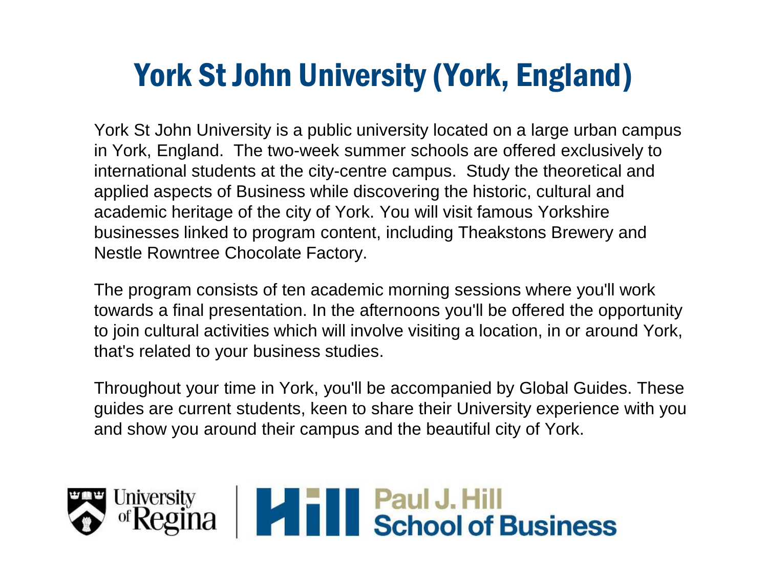# York St John University (York, England)

York St John University is a public university located on a large urban campus in York, England.  The two-week summer schools are offered exclusively to international students at the city-centre campus.  Study the theoretical and applied aspects of Business while discovering the historic, cultural and academic heritage of the city of York. You will visit famous Yorkshire businesses linked to program content, including Theakstons Brewery and Nestle Rowntree Chocolate Factory.

The program consists of ten academic morning sessions where you'll work towards a final presentation. In the afternoons you'll be offered the opportunity to join cultural activities which will involve visiting a location, in or around York, that's related to your business studies.

Throughout your time in York, you'll be accompanied by Global Guides. These guides are current students, keen to share their University experience with you and show you around their campus and the beautiful city of York.

University of Regina | Paul J. Hill School of Business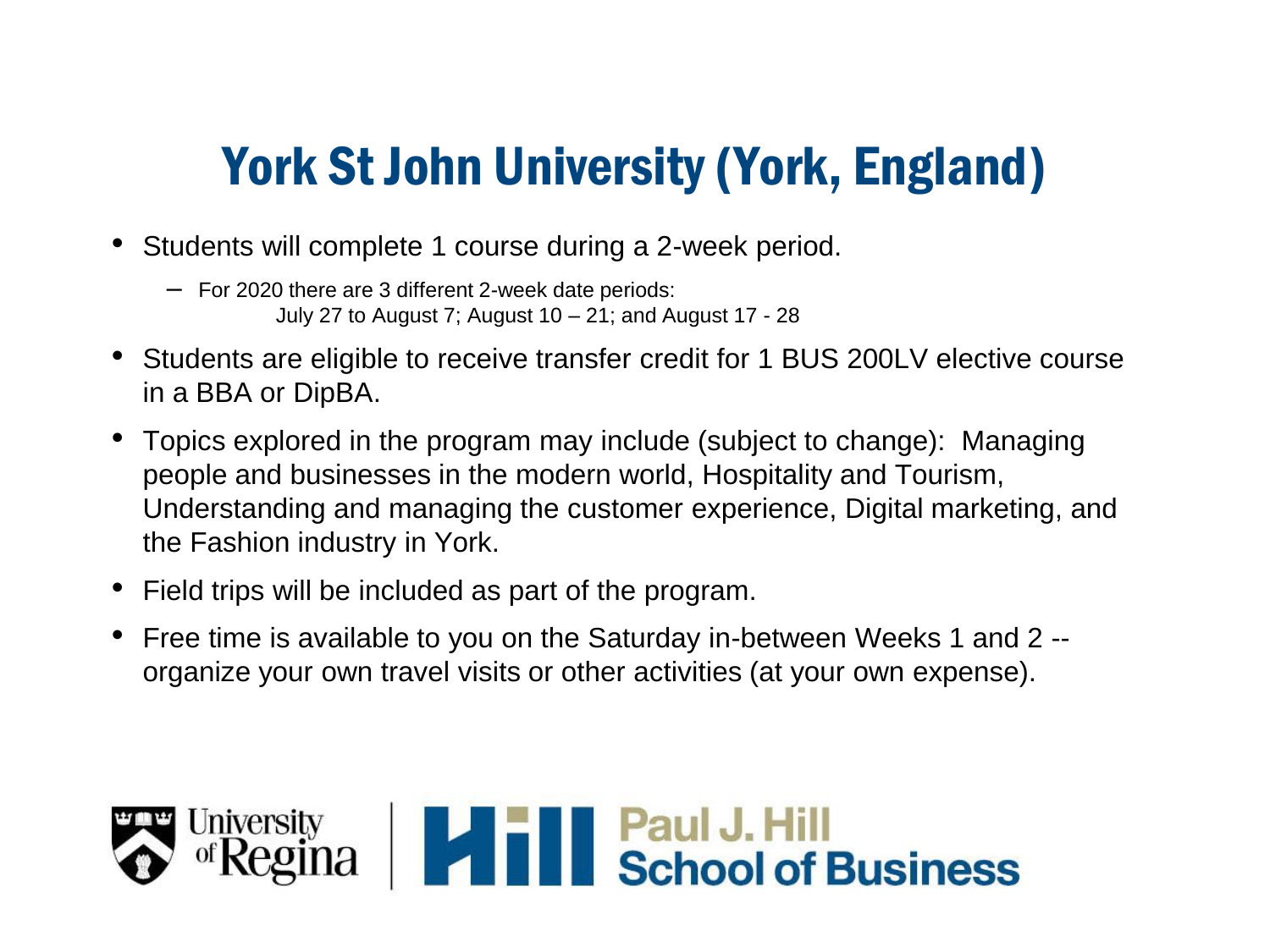# York St John University (York, England)

- Students will complete 1 course during a 2-week period.
  - For 2020 there are 3 different 2-week date periods:
    July 27 to August 7; August 10 – 21; and August 17 - 28
- Students are eligible to receive transfer credit for 1 BUS 200LV elective course in a BBA or DipBA.
- Topics explored in the program may include (subject to change): Managing people and businesses in the modern world, Hospitality and Tourism, Understanding and managing the customer experience, Digital marketing, and the Fashion industry in York.
- Field trips will be included as part of the program.
- Free time is available to you on the Saturday in-between Weeks 1 and 2 -- organize your own travel visits or other activities (at your own expense).

University of Regina | Paul J. Hill School of Business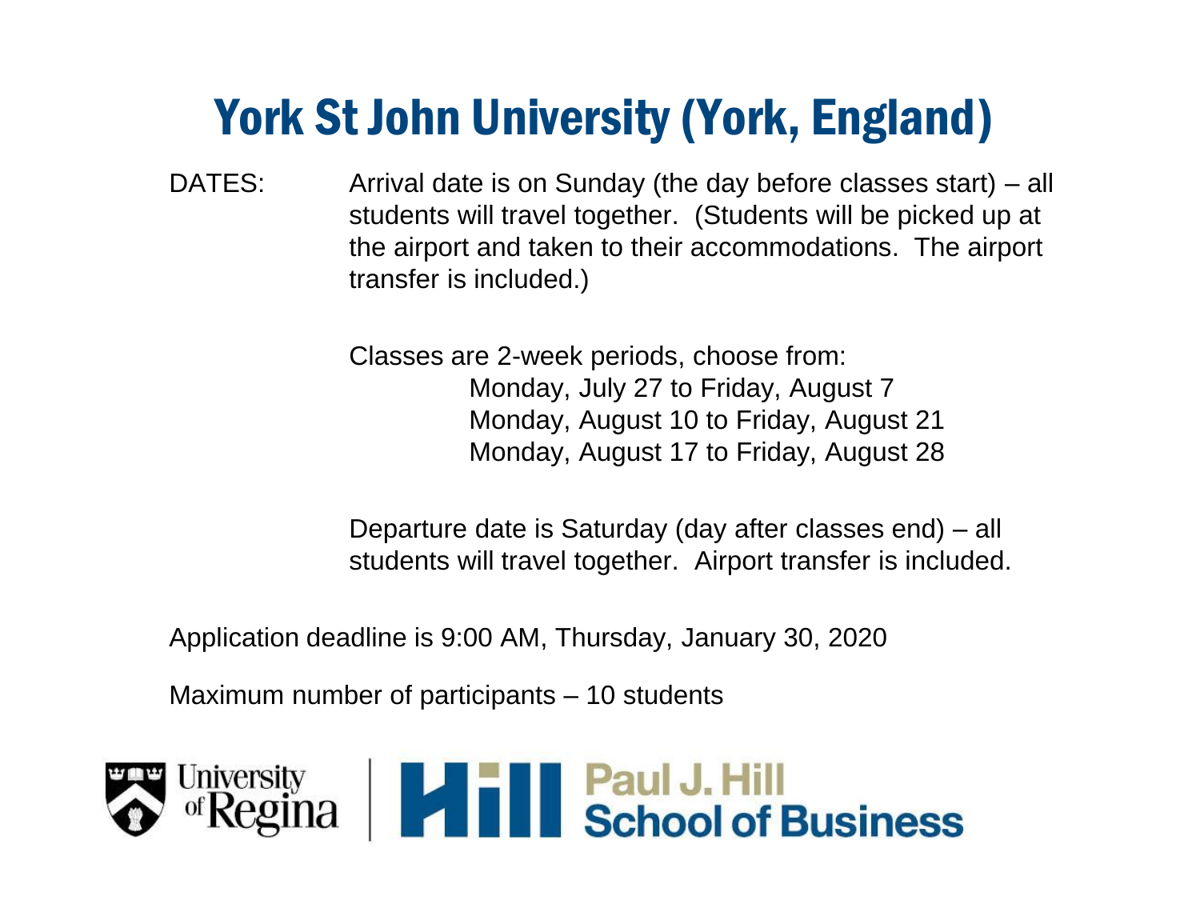# York St John University (York, England)

DATES: Arrival date is on Sunday (the day before classes start) – all students will travel together. (Students will be picked up at the airport and taken to their accommodations. The airport transfer is included.)

Classes are 2-week periods, choose from:

- Monday, July 27 to Friday, August 7
- Monday, August 10 to Friday, August 21
- Monday, August 17 to Friday, August 28

Departure date is Saturday (day after classes end) – all students will travel together. Airport transfer is included.

Application deadline is 9:00 AM, Thursday, January 30, 2020

Maximum number of participants – 10 students

University of Regina | Paul J. Hill School of Business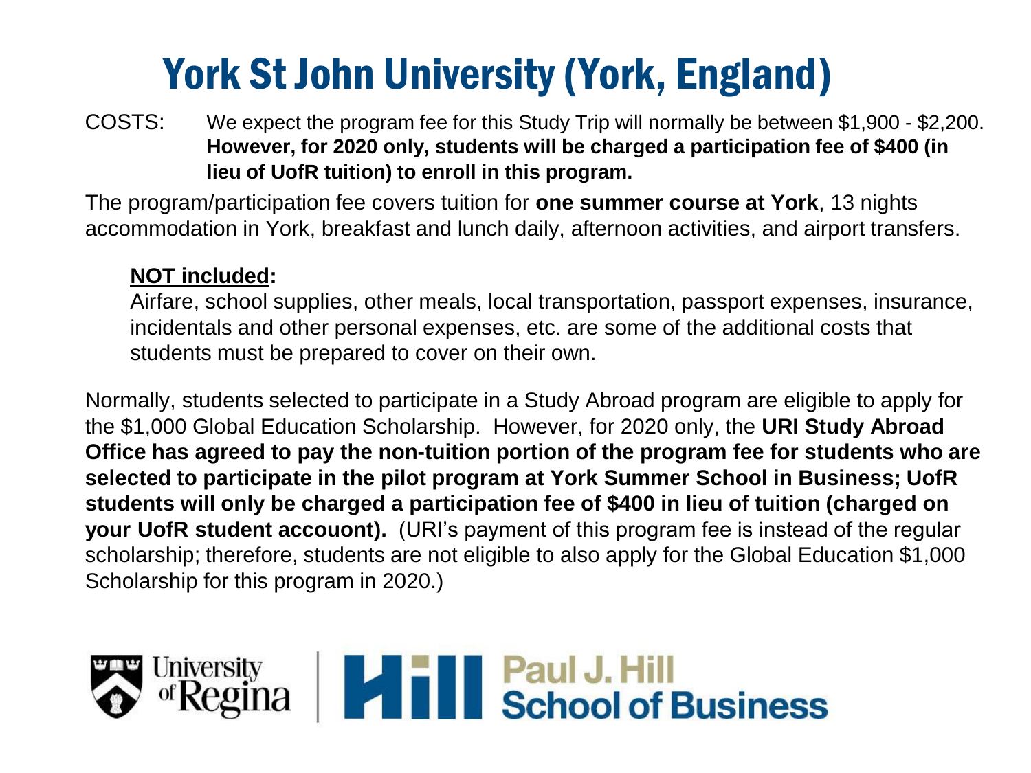# York St John University (York, England)

COSTS: We expect the program fee for this Study Trip will normally be between $1,900 - $2,200. **However, for 2020 only, students will be charged a participation fee of $400 (in lieu of UofR tuition) to enroll in this program.**

The program/participation fee covers tuition for **one summer course at York**, 13 nights accommodation in York, breakfast and lunch daily, afternoon activities, and airport transfers.

**NOT included:**

Airfare, school supplies, other meals, local transportation, passport expenses, insurance, incidentals and other personal expenses, etc. are some of the additional costs that students must be prepared to cover on their own.

Normally, students selected to participate in a Study Abroad program are eligible to apply for the $1,000 Global Education Scholarship. However, for 2020 only, the **URI Study Abroad Office has agreed to pay the non-tuition portion of the program fee for students who are selected to participate in the pilot program at York Summer School in Business; UofR students will only be charged a participation fee of $400 in lieu of tuition (charged on your UofR student accouont).** (URI's payment of this program fee is instead of the regular scholarship; therefore, students are not eligible to also apply for the Global Education $1,000 Scholarship for this program in 2020.)

University of Regina | Hill Paul J. Hill School of Business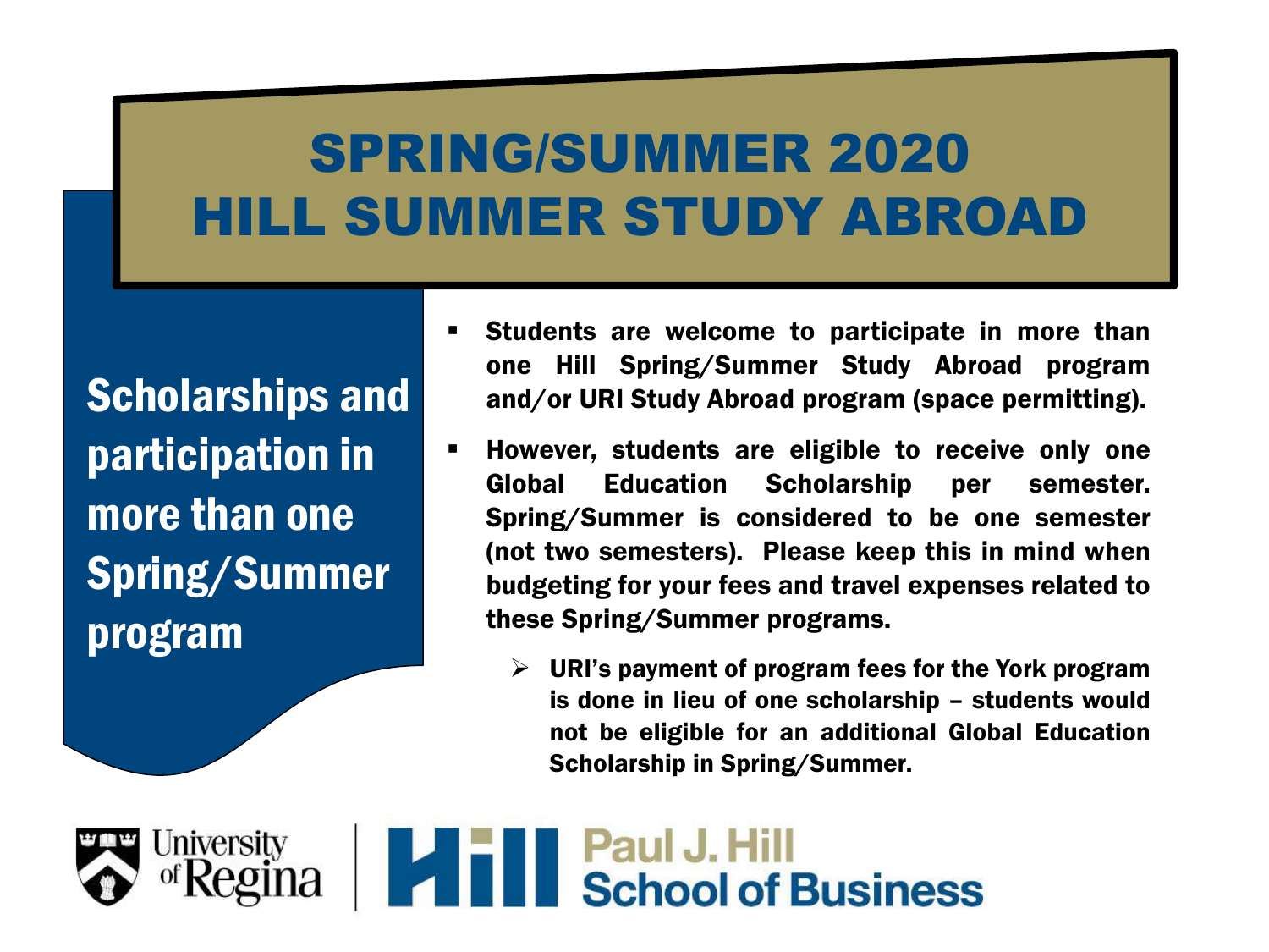# SPRING/SUMMER 2020
# HILL SUMMER STUDY ABROAD

## Scholarships and participation in more than one Spring/Summer program

- **Students are welcome to participate in more than one Hill Spring/Summer Study Abroad program and/or URI Study Abroad program (space permitting).**
- **However, students are eligible to receive only one Global Education Scholarship per semester. Spring/Summer is considered to be one semester (not two semesters). Please keep this in mind when budgeting for your fees and travel expenses related to these Spring/Summer programs.**
  - **URI's payment of program fees for the York program is done in lieu of one scholarship – students would not be eligible for an additional Global Education Scholarship in Spring/Summer.**

University of Regina | Hill Paul J. Hill School of Business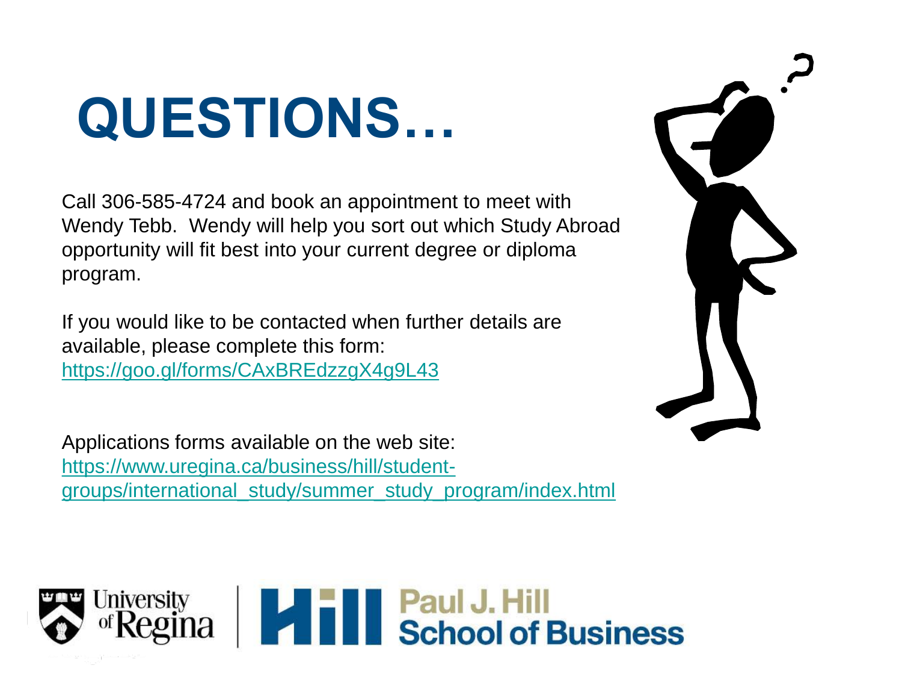# QUESTIONS…

Call 306-585-4724 and book an appointment to meet with Wendy Tebb. Wendy will help you sort out which Study Abroad opportunity will fit best into your current degree or diploma program.

If you would like to be contacted when further details are available, please complete this form:
https://goo.gl/forms/CAxBREdzzgX4g9L43

Applications forms available on the web site:
https://www.uregina.ca/business/hill/student-groups/international_study/summer_study_program/index.html

University of Regina | Hill Paul J. Hill School of Business